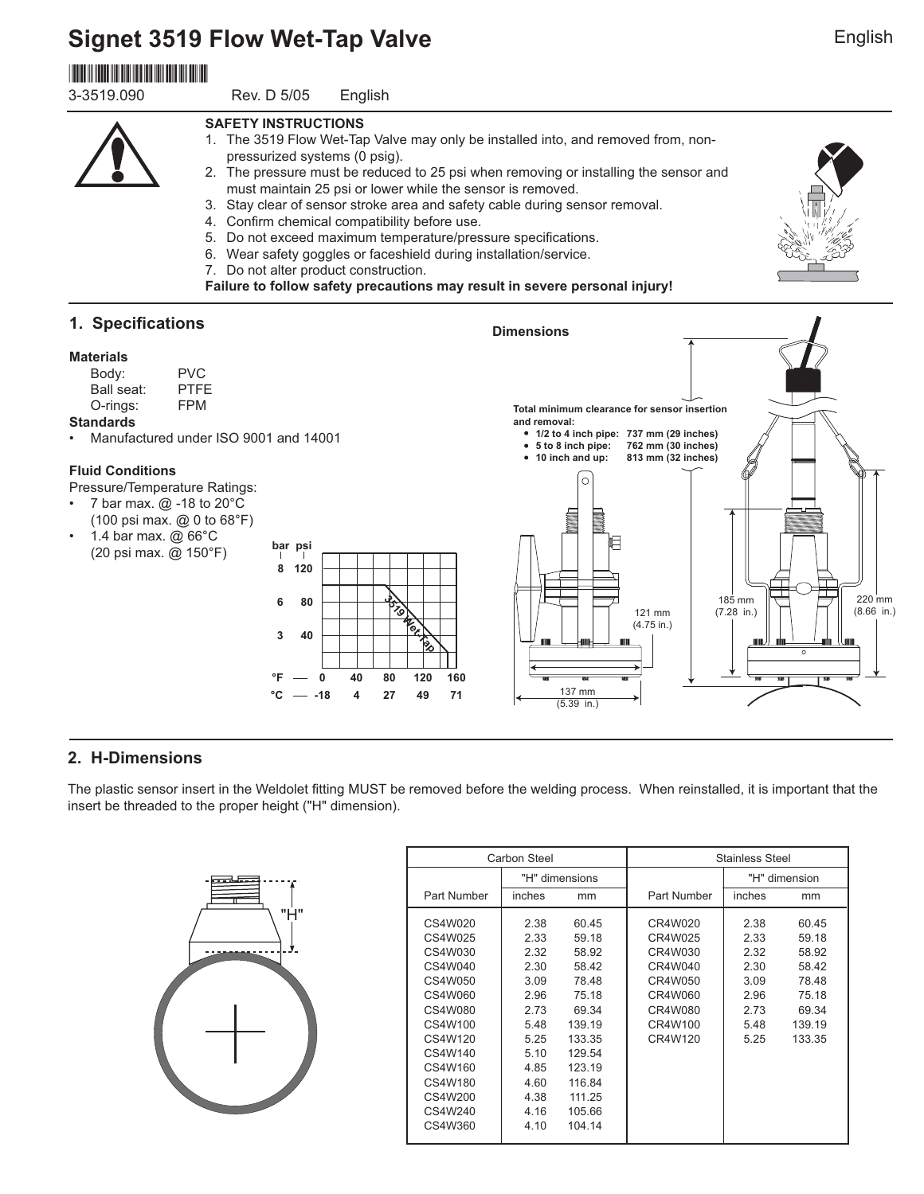# Signet 3519 Flow Wet-Tap Valve

3-3519.090 Rev. D 5/05 English

**SAFETY INSTRUCTIONS**

1. The 3519 Flow Wet-Tap Valve may only be installed into, and removed from, non-pressurized systems (0 psig).
2. The pressure must be reduced to 25 psi when removing or installing the sensor and must maintain 25 psi or lower while the sensor is removed.
3. Stay clear of sensor stroke area and safety cable during sensor removal.
4. Confirm chemical compatibility before use.
5. Do not exceed maximum temperature/pressure specifications.
6. Wear safety goggles or faceshield during installation/service.
7. Do not alter product construction.

**Failure to follow safety precautions may result in severe personal injury!**

## 1. Specifications

**Materials**

Body: PVC
Ball seat: PTFE
O-rings: FPM

**Standards**

- Manufactured under ISO 9001 and 14001

**Fluid Conditions**

Pressure/Temperature Ratings:

- 7 bar max. @ -18 to 20°C (100 psi max. @ 0 to 68°F)
- 1.4 bar max. @ 66°C (20 psi max. @ 150°F)

**Dimensions**

**Total minimum clearance for sensor insertion and removal:**

- **1/2 to 4 inch pipe: 737 mm (29 inches)**
- **5 to 8 inch pipe: 762 mm (30 inches)**
- **10 inch and up: 813 mm (32 inches)**

## 2. H-Dimensions

The plastic sensor insert in the Weldolet fitting MUST be removed before the welding process. When reinstalled, it is important that the insert be threaded to the proper height ("H" dimension).

| Carbon Steel | | | Stainless Steel | | |
|---|---|---|---|---|---|
| | "H" dimensions | | | "H" dimension | |
| Part Number | inches | mm | Part Number | inches | mm |
| CS4W020 | 2.38 | 60.45 | CR4W020 | 2.38 | 60.45 |
| CS4W025 | 2.33 | 59.18 | CR4W025 | 2.33 | 59.18 |
| CS4W030 | 2.32 | 58.92 | CR4W030 | 2.32 | 58.92 |
| CS4W040 | 2.30 | 58.42 | CR4W040 | 2.30 | 58.42 |
| CS4W050 | 3.09 | 78.48 | CR4W050 | 3.09 | 78.48 |
| CS4W060 | 2.96 | 75.18 | CR4W060 | 2.96 | 75.18 |
| CS4W080 | 2.73 | 69.34 | CR4W080 | 2.73 | 69.34 |
| CS4W100 | 5.48 | 139.19 | CR4W100 | 5.48 | 139.19 |
| CS4W120 | 5.25 | 133.35 | CR4W120 | 5.25 | 133.35 |
| CS4W140 | 5.10 | 129.54 | | | |
| CS4W160 | 4.85 | 123.19 | | | |
| CS4W180 | 4.60 | 116.84 | | | |
| CS4W200 | 4.38 | 111.25 | | | |
| CS4W240 | 4.16 | 105.66 | | | |
| CS4W360 | 4.10 | 104.14 | | | |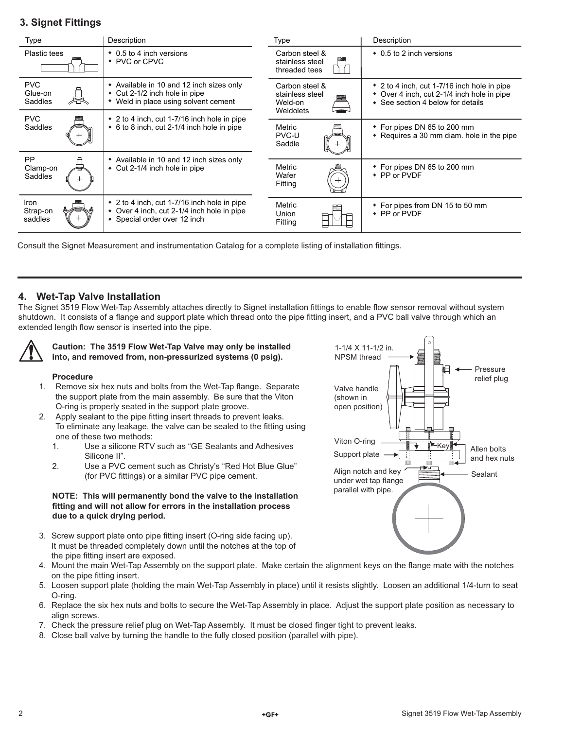## 3. Signet Fittings

| Type | Description |
|---|---|
| Plastic tees | ◆ 0.5 to 4 inch versions<br>◆ PVC or CPVC |
| PVC Glue-on Saddles | ◆ Available in 10 and 12 inch sizes only<br>◆ Cut 2-1/2 inch hole in pipe<br>◆ Weld in place using solvent cement |
| PVC Saddles | ◆ 2 to 4 inch, cut 1-7/16 inch hole in pipe<br>◆ 6 to 8 inch, cut 2-1/4 inch hole in pipe |
| PP Clamp-on Saddles | ◆ Available in 10 and 12 inch sizes only<br>◆ Cut 2-1/4 inch hole in pipe |
| Iron Strap-on saddles | ◆ 2 to 4 inch, cut 1-7/16 inch hole in pipe<br>◆ Over 4 inch, cut 2-1/4 inch hole in pipe<br>◆ Special order over 12 inch |
| Carbon steel & stainless steel threaded tees | ◆ 0.5 to 2 inch versions |
| Carbon steel & stainless steel Weld-on Weldolets | ◆ 2 to 4 inch, cut 1-7/16 inch hole in pipe<br>◆ Over 4 inch, cut 2-1/4 inch hole in pipe<br>◆ See section 4 below for details |
| Metric PVC-U Saddle | ◆ For pipes DN 65 to 200 mm<br>◆ Requires a 30 mm diam. hole in the pipe |
| Metric Wafer Fitting | ◆ For pipes DN 65 to 200 mm<br>◆ PP or PVDF |
| Metric Union Fitting | ◆ For pipes from DN 15 to 50 mm<br>◆ PP or PVDF |

Consult the Signet Measurement and instrumentation Catalog for a complete listing of installation fittings.

## 4. Wet-Tap Valve Installation

The Signet 3519 Flow Wet-Tap Assembly attaches directly to Signet installation fittings to enable flow sensor removal without system shutdown. It consists of a flange and support plate which thread onto the pipe fitting insert, and a PVC ball valve through which an extended length flow sensor is inserted into the pipe.

**Caution: The 3519 Flow Wet-Tap Valve may only be installed into, and removed from, non-pressurized systems (0 psig).**

1-1/4 X 11-1/2 in. NPSM thread

Pressure relief plug

Valve handle (shown in open position)

Viton O-ring

Key

Support plate

Allen bolts and hex nuts

Align notch and key under wet tap flange parallel with pipe.

Sealant

**Procedure**

1. Remove six hex nuts and bolts from the Wet-Tap flange. Separate the support plate from the main assembly. Be sure that the Viton O-ring is properly seated in the support plate groove.
2. Apply sealant to the pipe fitting insert threads to prevent leaks. To eliminate any leakage, the valve can be sealed to the fitting using one of these two methods:
   1. Use a silicone RTV such as "GE Sealants and Adhesives Silicone II".
   2. Use a PVC cement such as Christy's "Red Hot Blue Glue" (for PVC fittings) or a similar PVC pipe cement.

   **NOTE: This will permanently bond the valve to the installation fitting and will not allow for errors in the installation process due to a quick drying period.**

3. Screw support plate onto pipe fitting insert (O-ring side facing up). It must be threaded completely down until the notches at the top of the pipe fitting insert are exposed.
4. Mount the main Wet-Tap Assembly on the support plate. Make certain the alignment keys on the flange mate with the notches on the pipe fitting insert.
5. Loosen support plate (holding the main Wet-Tap Assembly in place) until it resists slightly. Loosen an additional 1/4-turn to seat O-ring.
6. Replace the six hex nuts and bolts to secure the Wet-Tap Assembly in place. Adjust the support plate position as necessary to align screws.
7. Check the pressure relief plug on Wet-Tap Assembly. It must be closed finger tight to prevent leaks.
8. Close ball valve by turning the handle to the fully closed position (parallel with pipe).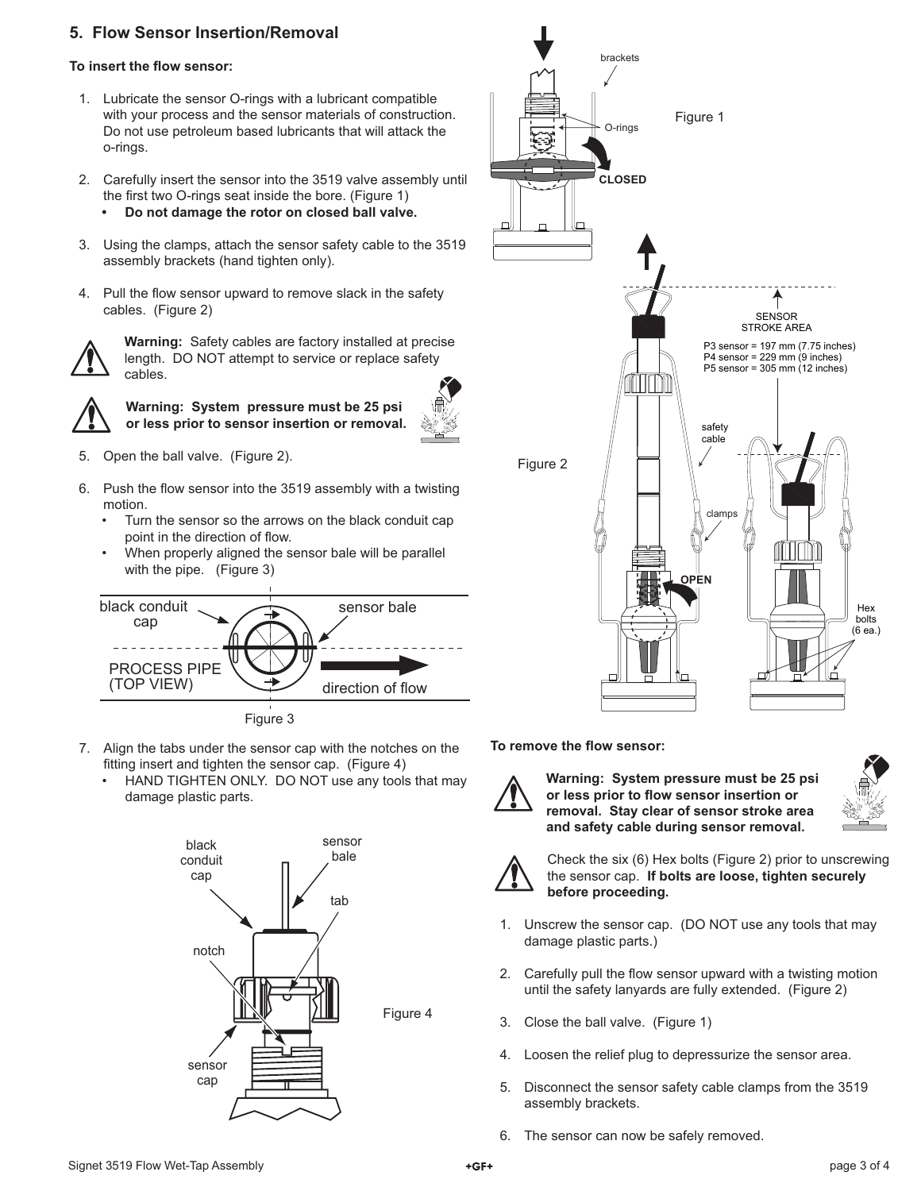## 5. Flow Sensor Insertion/Removal

**To insert the flow sensor:**

1. Lubricate the sensor O-rings with a lubricant compatible with your process and the sensor materials of construction. Do not use petroleum based lubricants that will attack the o-rings.

2. Carefully insert the sensor into the 3519 valve assembly until the first two O-rings seat inside the bore. (Figure 1)
   - **Do not damage the rotor on closed ball valve.**

3. Using the clamps, attach the sensor safety cable to the 3519 assembly brackets (hand tighten only).

4. Pull the flow sensor upward to remove slack in the safety cables. (Figure 2)

**Warning:** Safety cables are factory installed at precise length. DO NOT attempt to service or replace safety cables.

**Warning: System pressure must be 25 psi or less prior to sensor insertion or removal.**

5. Open the ball valve. (Figure 2).

6. Push the flow sensor into the 3519 assembly with a twisting motion.
   - Turn the sensor so the arrows on the black conduit cap point in the direction of flow.
   - When properly aligned the sensor bale will be parallel with the pipe. (Figure 3)

Figure 3

7. Align the tabs under the sensor cap with the notches on the fitting insert and tighten the sensor cap. (Figure 4)
   - HAND TIGHTEN ONLY. DO NOT use any tools that may damage plastic parts.

Figure 4

Figure 1

Figure 2

SENSOR STROKE AREA

P3 sensor = 197 mm (7.75 inches)
P4 sensor = 229 mm (9 inches)
P5 sensor = 305 mm (12 inches)

**To remove the flow sensor:**

**Warning: System pressure must be 25 psi or less prior to flow sensor insertion or removal. Stay clear of sensor stroke area and safety cable during sensor removal.**

Check the six (6) Hex bolts (Figure 2) prior to unscrewing the sensor cap. **If bolts are loose, tighten securely before proceeding.**

1. Unscrew the sensor cap. (DO NOT use any tools that may damage plastic parts.)

2. Carefully pull the flow sensor upward with a twisting motion until the safety lanyards are fully extended. (Figure 2)

3. Close the ball valve. (Figure 1)

4. Loosen the relief plug to depressurize the sensor area.

5. Disconnect the sensor safety cable clamps from the 3519 assembly brackets.

6. The sensor can now be safely removed.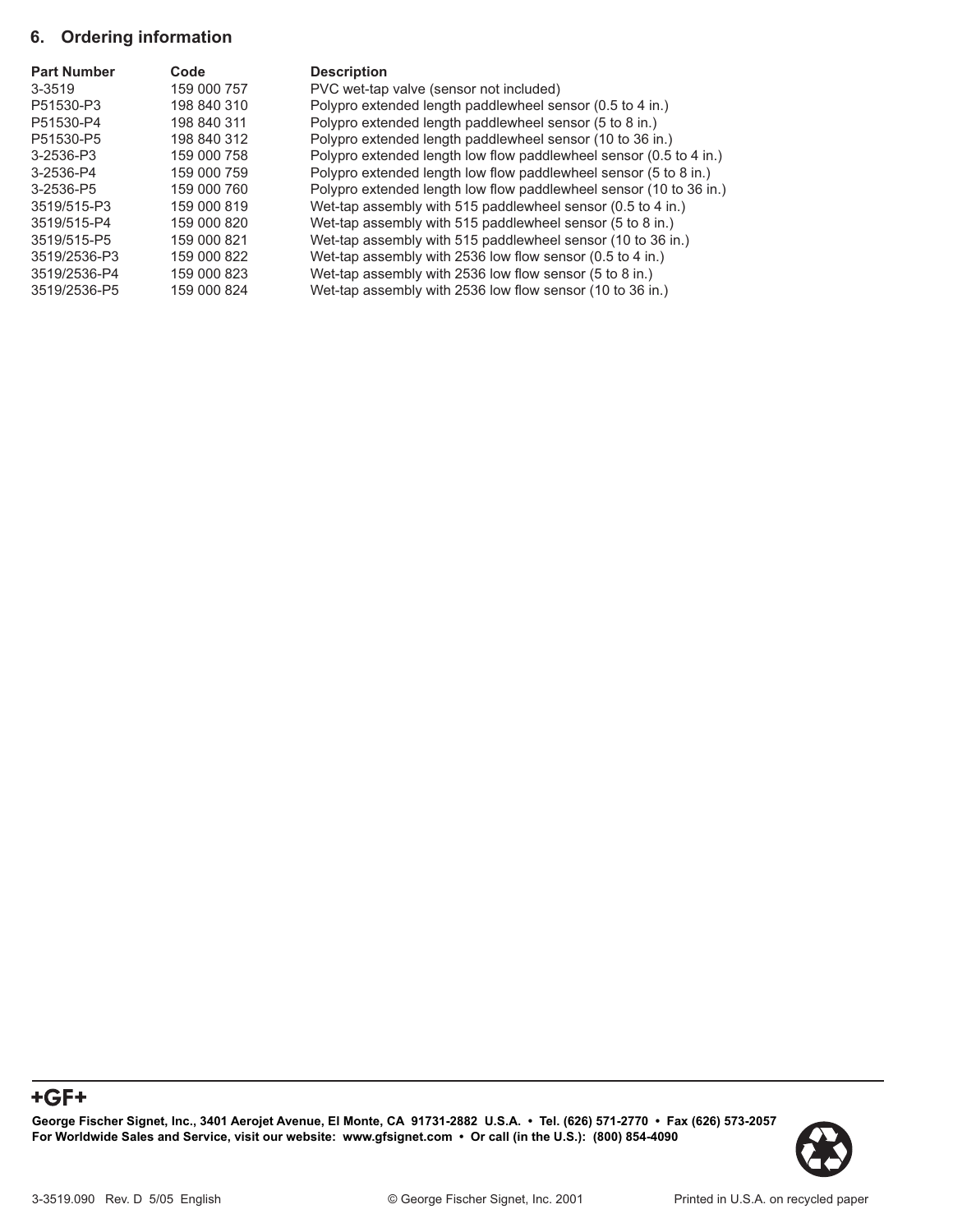## 6. Ordering information

| Part Number | Code | Description |
|---|---|---|
| 3-3519 | 159 000 757 | PVC wet-tap valve (sensor not included) |
| P51530-P3 | 198 840 310 | Polypro extended length paddlewheel sensor (0.5 to 4 in.) |
| P51530-P4 | 198 840 311 | Polypro extended length paddlewheel sensor (5 to 8 in.) |
| P51530-P5 | 198 840 312 | Polypro extended length paddlewheel sensor (10 to 36 in.) |
| 3-2536-P3 | 159 000 758 | Polypro extended length low flow paddlewheel sensor (0.5 to 4 in.) |
| 3-2536-P4 | 159 000 759 | Polypro extended length low flow paddlewheel sensor (5 to 8 in.) |
| 3-2536-P5 | 159 000 760 | Polypro extended length low flow paddlewheel sensor (10 to 36 in.) |
| 3519/515-P3 | 159 000 819 | Wet-tap assembly with 515 paddlewheel sensor (0.5 to 4 in.) |
| 3519/515-P4 | 159 000 820 | Wet-tap assembly with 515 paddlewheel sensor (5 to 8 in.) |
| 3519/515-P5 | 159 000 821 | Wet-tap assembly with 515 paddlewheel sensor (10 to 36 in.) |
| 3519/2536-P3 | 159 000 822 | Wet-tap assembly with 2536 low flow sensor (0.5 to 4 in.) |
| 3519/2536-P4 | 159 000 823 | Wet-tap assembly with 2536 low flow sensor (5 to 8 in.) |
| 3519/2536-P5 | 159 000 824 | Wet-tap assembly with 2536 low flow sensor (10 to 36 in.) |

+GF+

**George Fischer Signet, Inc., 3401 Aerojet Avenue, El Monte, CA 91731-2882 U.S.A. • Tel. (626) 571-2770 • Fax (626) 573-2057**
**For Worldwide Sales and Service, visit our website: www.gfsignet.com • Or call (in the U.S.): (800) 854-4090**

3-3519.090 Rev. D 5/05 English © George Fischer Signet, Inc. 2001 Printed in U.S.A. on recycled paper